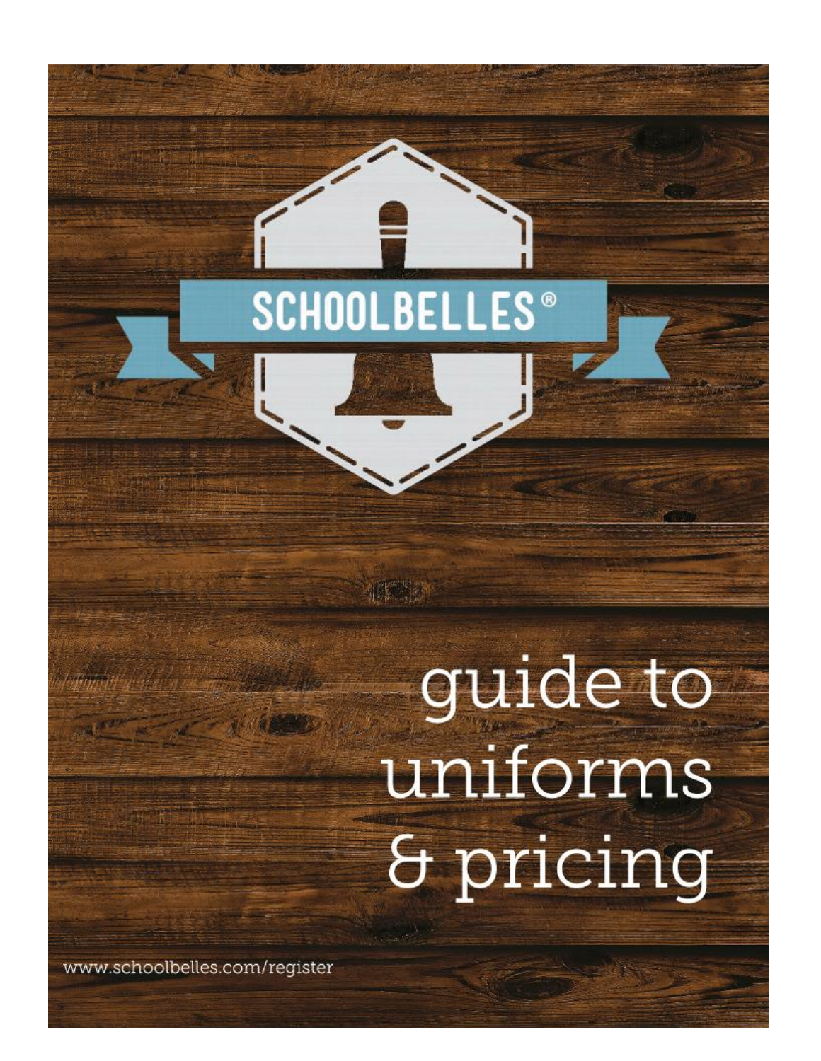# SCHOOLBELLES®

# guide to uniforms & pricing

www.schoolbelles.com/register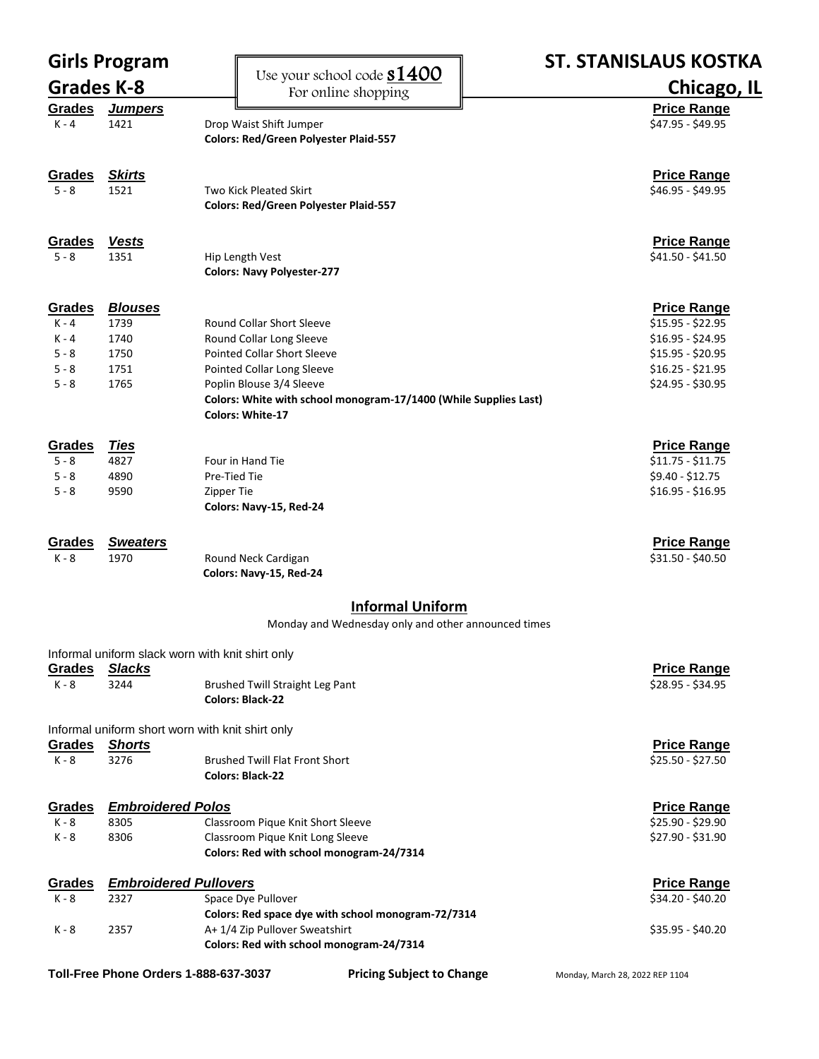# Girls Program

## Grades K-8

Use your school code **s1400**
For online shopping

# ST. STANISLAUS KOSTKA

## Chicago, IL

| Grades | Jumpers | | Price Range |
|---|---|---|---|
| K - 4 | 1421 | Drop Waist Shift Jumper | $47.95 - $49.95 |
| | | **Colors: Red/Green Polyester Plaid-557** | |

| Grades | Skirts | | Price Range |
|---|---|---|---|
| 5 - 8 | 1521 | Two Kick Pleated Skirt | $46.95 - $49.95 |
| | | **Colors: Red/Green Polyester Plaid-557** | |

| Grades | Vests | | Price Range |
|---|---|---|---|
| 5 - 8 | 1351 | Hip Length Vest | $41.50 - $41.50 |
| | | **Colors: Navy Polyester-277** | |

| Grades | Blouses | | Price Range |
|---|---|---|---|
| K - 4 | 1739 | Round Collar Short Sleeve | $15.95 - $22.95 |
| K - 4 | 1740 | Round Collar Long Sleeve | $16.95 - $24.95 |
| 5 - 8 | 1750 | Pointed Collar Short Sleeve | $15.95 - $20.95 |
| 5 - 8 | 1751 | Pointed Collar Long Sleeve | $16.25 - $21.95 |
| 5 - 8 | 1765 | Poplin Blouse 3/4 Sleeve | $24.95 - $30.95 |
| | | **Colors: White with school monogram-17/1400 (While Supplies Last)** | |
| | | **Colors: White-17** | |

| Grades | Ties | | Price Range |
|---|---|---|---|
| 5 - 8 | 4827 | Four in Hand Tie | $11.75 - $11.75 |
| 5 - 8 | 4890 | Pre-Tied Tie | $9.40 - $12.75 |
| 5 - 8 | 9590 | Zipper Tie | $16.95 - $16.95 |
| | | **Colors: Navy-15, Red-24** | |

| Grades | Sweaters | | Price Range |
|---|---|---|---|
| K - 8 | 1970 | Round Neck Cardigan | $31.50 - $40.50 |
| | | **Colors: Navy-15, Red-24** | |

## Informal Uniform

Monday and Wednesday only and other announced times

Informal uniform slack worn with knit shirt only

| Grades | Slacks | | Price Range |
|---|---|---|---|
| K - 8 | 3244 | Brushed Twill Straight Leg Pant | $28.95 - $34.95 |
| | | **Colors: Black-22** | |

Informal uniform short worn with knit shirt only

| Grades | Shorts | | Price Range |
|---|---|---|---|
| K - 8 | 3276 | Brushed Twill Flat Front Short | $25.50 - $27.50 |
| | | **Colors: Black-22** | |

| Grades | Embroidered Polos | | Price Range |
|---|---|---|---|
| K - 8 | 8305 | Classroom Pique Knit Short Sleeve | $25.90 - $29.90 |
| K - 8 | 8306 | Classroom Pique Knit Long Sleeve | $27.90 - $31.90 |
| | | **Colors: Red with school monogram-24/7314** | |

| Grades | Embroidered Pullovers | | Price Range |
|---|---|---|---|
| K - 8 | 2327 | Space Dye Pullover | $34.20 - $40.20 |
| | | **Colors: Red space dye with school monogram-72/7314** | |
| K - 8 | 2357 | A+ 1/4 Zip Pullover Sweatshirt | $35.95 - $40.20 |
| | | **Colors: Red with school monogram-24/7314** | |

**Toll-Free Phone Orders 1-888-637-3037** **Pricing Subject to Change** Monday, March 28, 2022 REP 1104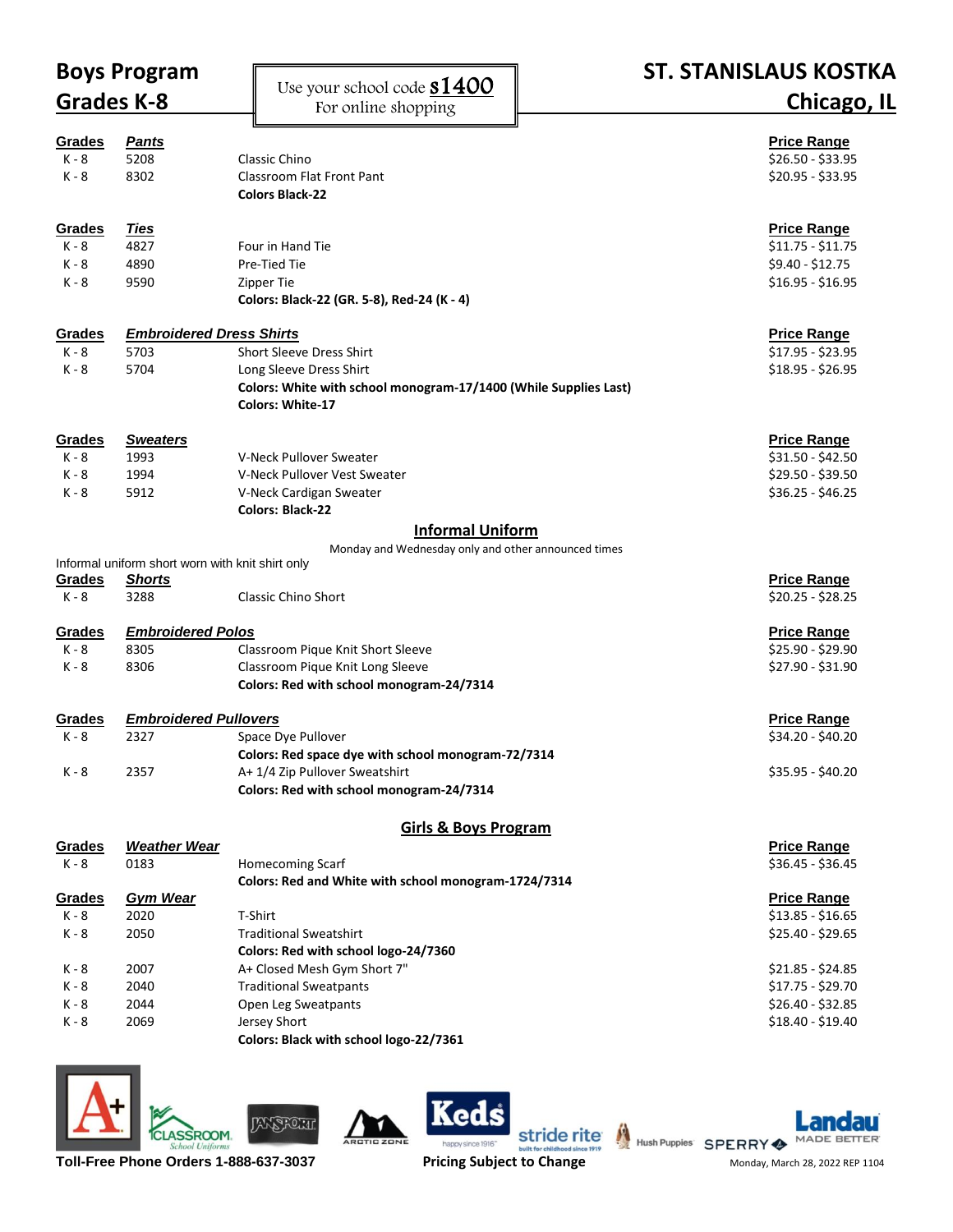# Boys Program Grades K-8

Use your school code **S1400**
For online shopping

# ST. STANISLAUS KOSTKA Chicago, IL

| Grades | Pants | | Price Range |
|---|---|---|---|
| K - 8 | 5208 | Classic Chino | $26.50 - $33.95 |
| K - 8 | 8302 | Classroom Flat Front Pant | $20.95 - $33.95 |
| | | **Colors Black-22** | |

| Grades | Ties | | Price Range |
|---|---|---|---|
| K - 8 | 4827 | Four in Hand Tie | $11.75 - $11.75 |
| K - 8 | 4890 | Pre-Tied Tie | $9.40 - $12.75 |
| K - 8 | 9590 | Zipper Tie | $16.95 - $16.95 |
| | | **Colors: Black-22 (GR. 5-8), Red-24 (K - 4)** | |

| Grades | Embroidered Dress Shirts | | Price Range |
|---|---|---|---|
| K - 8 | 5703 | Short Sleeve Dress Shirt | $17.95 - $23.95 |
| K - 8 | 5704 | Long Sleeve Dress Shirt | $18.95 - $26.95 |
| | | **Colors: White with school monogram-17/1400 (While Supplies Last)** | |
| | | **Colors: White-17** | |

| Grades | Sweaters | | Price Range |
|---|---|---|---|
| K - 8 | 1993 | V-Neck Pullover Sweater | $31.50 - $42.50 |
| K - 8 | 1994 | V-Neck Pullover Vest Sweater | $29.50 - $39.50 |
| K - 8 | 5912 | V-Neck Cardigan Sweater | $36.25 - $46.25 |
| | | **Colors: Black-22** | |

## Informal Uniform

Monday and Wednesday only and other announced times

Informal uniform short worn with knit shirt only

| Grades | Shorts | | Price Range |
|---|---|---|---|
| K - 8 | 3288 | Classic Chino Short | $20.25 - $28.25 |

| Grades | Embroidered Polos | | Price Range |
|---|---|---|---|
| K - 8 | 8305 | Classroom Pique Knit Short Sleeve | $25.90 - $29.90 |
| K - 8 | 8306 | Classroom Pique Knit Long Sleeve | $27.90 - $31.90 |
| | | **Colors: Red with school monogram-24/7314** | |

| Grades | Embroidered Pullovers | | Price Range |
|---|---|---|---|
| K - 8 | 2327 | Space Dye Pullover | $34.20 - $40.20 |
| | | **Colors: Red space dye with school monogram-72/7314** | |
| K - 8 | 2357 | A+ 1/4 Zip Pullover Sweatshirt | $35.95 - $40.20 |
| | | **Colors: Red with school monogram-24/7314** | |

## Girls & Boys Program

| Grades | Weather Wear | | Price Range |
|---|---|---|---|
| K - 8 | 0183 | Homecoming Scarf | $36.45 - $36.45 |
| | | **Colors: Red and White with school monogram-1724/7314** | |

| Grades | Gym Wear | | Price Range |
|---|---|---|---|
| K - 8 | 2020 | T-Shirt | $13.85 - $16.65 |
| K - 8 | 2050 | Traditional Sweatshirt | $25.40 - $29.65 |
| | | **Colors: Red with school logo-24/7360** | |
| K - 8 | 2007 | A+ Closed Mesh Gym Short 7" | $21.85 - $24.85 |
| K - 8 | 2040 | Traditional Sweatpants | $17.75 - $29.70 |
| K - 8 | 2044 | Open Leg Sweatpants | $26.40 - $32.85 |
| K - 8 | 2069 | Jersey Short | $18.40 - $19.40 |
| | | **Colors: Black with school logo-22/7361** | |

**Toll-Free Phone Orders 1-888-637-3037**

**Pricing Subject to Change**

Monday, March 28, 2022 REP 1104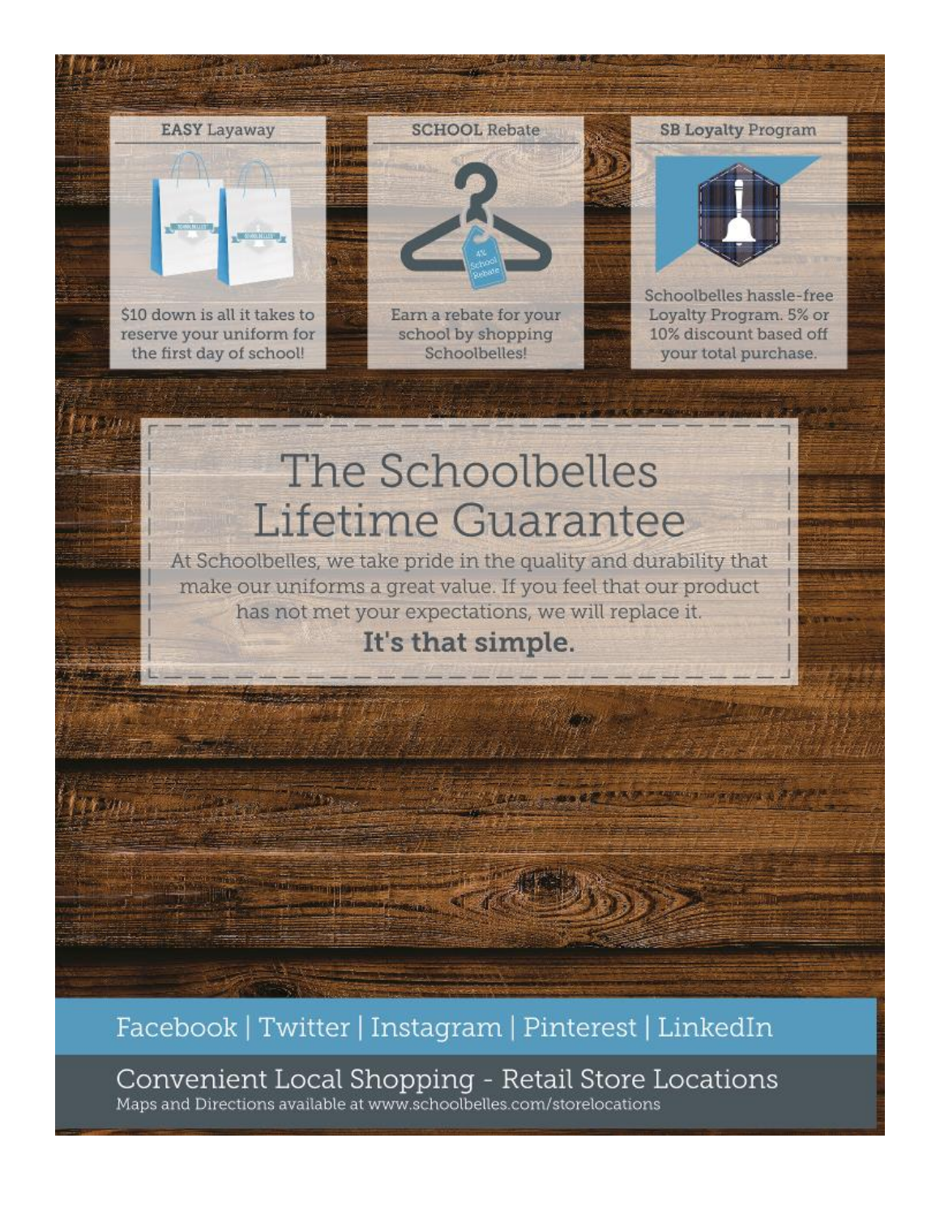### **EASY** Layaway

$10 down is all it takes to reserve your uniform for the first day of school!

### **SCHOOL** Rebate

Earn a rebate for your school by shopping Schoolbelles!

### **SB Loyalty** Program

Schoolbelles hassle-free Loyalty Program. 5% or 10% discount based off your total purchase.

# The Schoolbelles Lifetime Guarantee

At Schoolbelles, we take pride in the quality and durability that make our uniforms a great value. If you feel that our product has not met your expectations, we will replace it.

**It's that simple.**

Facebook | Twitter | Instagram | Pinterest | LinkedIn

## Convenient Local Shopping - Retail Store Locations

Maps and Directions available at www.schoolbelles.com/storelocations